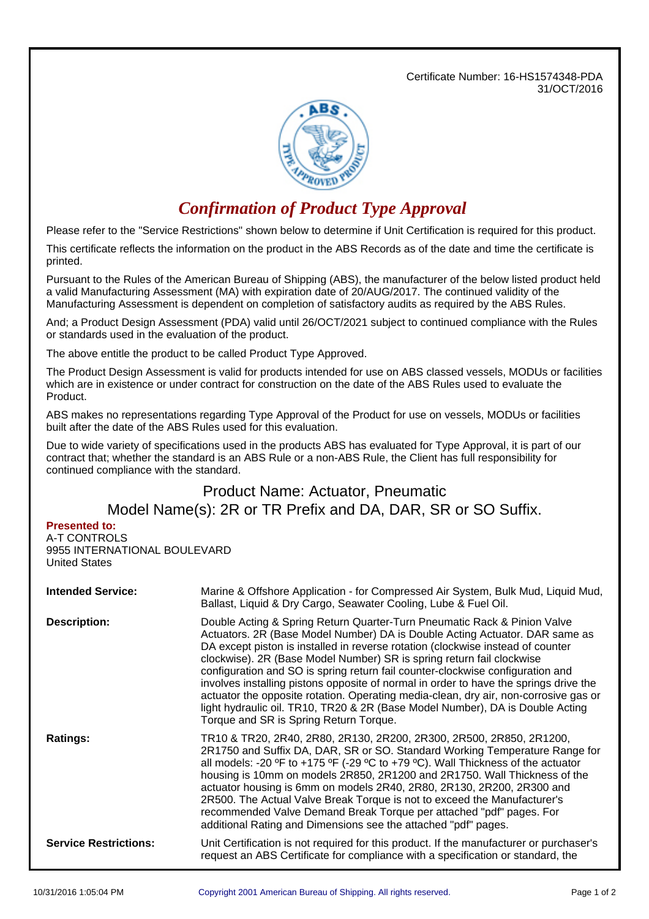Certificate Number: 16-HS1574348-PDA
31/OCT/2016

# *Confirmation of Product Type Approval*

Please refer to the "Service Restrictions" shown below to determine if Unit Certification is required for this product.

This certificate reflects the information on the product in the ABS Records as of the date and time the certificate is printed.

Pursuant to the Rules of the American Bureau of Shipping (ABS), the manufacturer of the below listed product held a valid Manufacturing Assessment (MA) with expiration date of 20/AUG/2017. The continued validity of the Manufacturing Assessment is dependent on completion of satisfactory audits as required by the ABS Rules.

And; a Product Design Assessment (PDA) valid until 26/OCT/2021 subject to continued compliance with the Rules or standards used in the evaluation of the product.

The above entitle the product to be called Product Type Approved.

The Product Design Assessment is valid for products intended for use on ABS classed vessels, MODUs or facilities which are in existence or under contract for construction on the date of the ABS Rules used to evaluate the Product.

ABS makes no representations regarding Type Approval of the Product for use on vessels, MODUs or facilities built after the date of the ABS Rules used for this evaluation.

Due to wide variety of specifications used in the products ABS has evaluated for Type Approval, it is part of our contract that; whether the standard is an ABS Rule or a non-ABS Rule, the Client has full responsibility for continued compliance with the standard.

## Product Name: Actuator, Pneumatic

## Model Name(s): 2R or TR Prefix and DA, DAR, SR or SO Suffix.

**Presented to:**
A-T CONTROLS
9955 INTERNATIONAL BOULEVARD
United States

**Intended Service:** Marine & Offshore Application - for Compressed Air System, Bulk Mud, Liquid Mud, Ballast, Liquid & Dry Cargo, Seawater Cooling, Lube & Fuel Oil.

**Description:** Double Acting & Spring Return Quarter-Turn Pneumatic Rack & Pinion Valve Actuators. 2R (Base Model Number) DA is Double Acting Actuator. DAR same as DA except piston is installed in reverse rotation (clockwise instead of counter clockwise). 2R (Base Model Number) SR is spring return fail clockwise configuration and SO is spring return fail counter-clockwise configuration and involves installing pistons opposite of normal in order to have the springs drive the actuator the opposite rotation. Operating media-clean, dry air, non-corrosive gas or light hydraulic oil. TR10, TR20 & 2R (Base Model Number), DA is Double Acting Torque and SR is Spring Return Torque.

**Ratings:** TR10 & TR20, 2R40, 2R80, 2R130, 2R200, 2R300, 2R500, 2R850, 2R1200, 2R1750 and Suffix DA, DAR, SR or SO. Standard Working Temperature Range for all models: -20 ºF to +175 ºF (-29 ºC to +79 ºC). Wall Thickness of the actuator housing is 10mm on models 2R850, 2R1200 and 2R1750. Wall Thickness of the actuator housing is 6mm on models 2R40, 2R80, 2R130, 2R200, 2R300 and 2R500. The Actual Valve Break Torque is not to exceed the Manufacturer's recommended Valve Demand Break Torque per attached "pdf" pages. For additional Rating and Dimensions see the attached "pdf" pages.

**Service Restrictions:** Unit Certification is not required for this product. If the manufacturer or purchaser's request an ABS Certificate for compliance with a specification or standard, the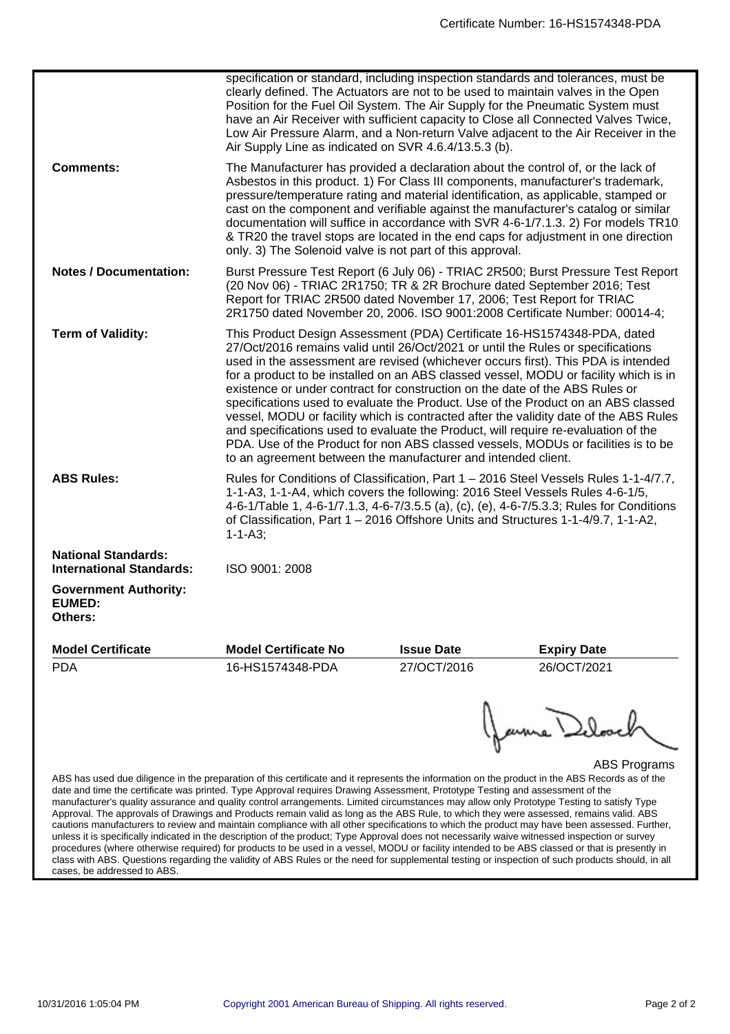| | |
|---|---|
| | specification or standard, including inspection standards and tolerances, must be clearly defined. The Actuators are not to be used to maintain valves in the Open Position for the Fuel Oil System. The Air Supply for the Pneumatic System must have an Air Receiver with sufficient capacity to Close all Connected Valves Twice, Low Air Pressure Alarm, and a Non-return Valve adjacent to the Air Receiver in the Air Supply Line as indicated on SVR 4.6.4/13.5.3 (b). |
| **Comments:** | The Manufacturer has provided a declaration about the control of, or the lack of Asbestos in this product. 1) For Class III components, manufacturer's trademark, pressure/temperature rating and material identification, as applicable, stamped or cast on the component and verifiable against the manufacturer's catalog or similar documentation will suffice in accordance with SVR 4-6-1/7.1.3. 2) For models TR10 & TR20 the travel stops are located in the end caps for adjustment in one direction only. 3) The Solenoid valve is not part of this approval. |
| **Notes / Documentation:** | Burst Pressure Test Report (6 July 06) - TRIAC 2R500; Burst Pressure Test Report (20 Nov 06) - TRIAC 2R1750; TR & 2R Brochure dated September 2016; Test Report for TRIAC 2R500 dated November 17, 2006; Test Report for TRIAC 2R1750 dated November 20, 2006. ISO 9001:2008 Certificate Number: 00014-4; |
| **Term of Validity:** | This Product Design Assessment (PDA) Certificate 16-HS1574348-PDA, dated 27/Oct/2016 remains valid until 26/Oct/2021 or until the Rules or specifications used in the assessment are revised (whichever occurs first). This PDA is intended for a product to be installed on an ABS classed vessel, MODU or facility which is in existence or under contract for construction on the date of the ABS Rules or specifications used to evaluate the Product. Use of the Product on an ABS classed vessel, MODU or facility which is contracted after the validity date of the ABS Rules and specifications used to evaluate the Product, will require re-evaluation of the PDA. Use of the Product for non ABS classed vessels, MODUs or facilities is to be to an agreement between the manufacturer and intended client. |
| **ABS Rules:** | Rules for Conditions of Classification, Part 1 – 2016 Steel Vessels Rules 1-1-4/7.7, 1-1-A3, 1-1-A4, which covers the following: 2016 Steel Vessels Rules 4-6-1/5, 4-6-1/Table 1, 4-6-1/7.1.3, 4-6-7/3.5.5 (a), (c), (e), 4-6-7/5.3.3; Rules for Conditions of Classification, Part 1 – 2016 Offshore Units and Structures 1-1-4/9.7, 1-1-A2, 1-1-A3; |
| **National Standards:** **International Standards:** | ISO 9001: 2008 |
| **Government Authority:** **EUMED:** **Others:** | |

| Model Certificate | Model Certificate No | Issue Date | Expiry Date |
|---|---|---|---|
| PDA | 16-HS1574348-PDA | 27/OCT/2016 | 26/OCT/2021 |

ABS Programs

ABS has used due diligence in the preparation of this certificate and it represents the information on the product in the ABS Records as of the date and time the certificate was printed. Type Approval requires Drawing Assessment, Prototype Testing and assessment of the manufacturer's quality assurance and quality control arrangements. Limited circumstances may allow only Prototype Testing to satisfy Type Approval. The approvals of Drawings and Products remain valid as long as the ABS Rule, to which they were assessed, remains valid. ABS cautions manufacturers to review and maintain compliance with all other specifications to which the product may have been assessed. Further, unless it is specifically indicated in the description of the product; Type Approval does not necessarily waive witnessed inspection or survey procedures (where otherwise required) for products to be used in a vessel, MODU or facility intended to be ABS classed or that is presently in class with ABS. Questions regarding the validity of ABS Rules or the need for supplemental testing or inspection of such products should, in all cases, be addressed to ABS.